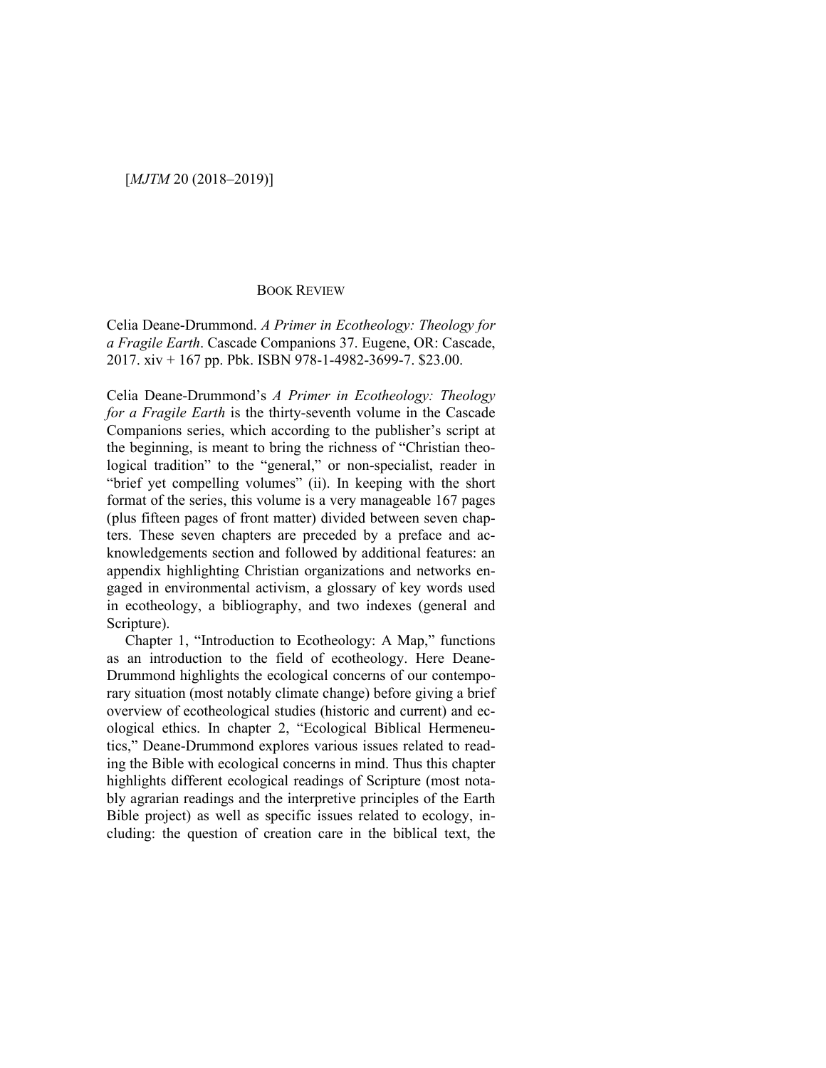BOOK REVIEW

Celia Deane-Drummond. *A Primer in Ecotheology: Theology for a Fragile Earth*. Cascade Companions 37. Eugene, OR: Cascade, 2017. xiv + 167 pp. Pbk. ISBN 978-1-4982-3699-7. $23.00.

Celia Deane-Drummond's *A Primer in Ecotheology: Theology for a Fragile Earth* is the thirty-seventh volume in the Cascade Companions series, which according to the publisher's script at the beginning, is meant to bring the richness of "Christian theological tradition" to the "general," or non-specialist, reader in "brief yet compelling volumes" (ii). In keeping with the short format of the series, this volume is a very manageable 167 pages (plus fifteen pages of front matter) divided between seven chapters. These seven chapters are preceded by a preface and acknowledgements section and followed by additional features: an appendix highlighting Christian organizations and networks engaged in environmental activism, a glossary of key words used in ecotheology, a bibliography, and two indexes (general and Scripture).

Chapter 1, "Introduction to Ecotheology: A Map," functions as an introduction to the field of ecotheology. Here Deane-Drummond highlights the ecological concerns of our contemporary situation (most notably climate change) before giving a brief overview of ecotheological studies (historic and current) and ecological ethics. In chapter 2, "Ecological Biblical Hermeneutics," Deane-Drummond explores various issues related to reading the Bible with ecological concerns in mind. Thus this chapter highlights different ecological readings of Scripture (most notably agrarian readings and the interpretive principles of the Earth Bible project) as well as specific issues related to ecology, including: the question of creation care in the biblical text, the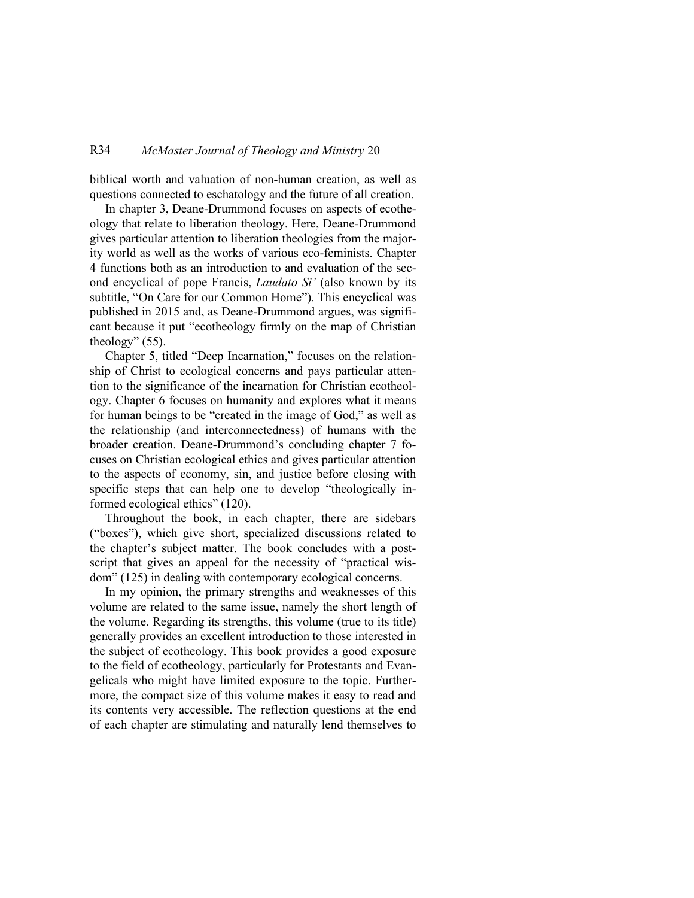biblical worth and valuation of non-human creation, as well as questions connected to eschatology and the future of all creation.

In chapter 3, Deane-Drummond focuses on aspects of ecotheology that relate to liberation theology. Here, Deane-Drummond gives particular attention to liberation theologies from the majority world as well as the works of various eco-feminists. Chapter 4 functions both as an introduction to and evaluation of the second encyclical of pope Francis, *Laudato Si'* (also known by its subtitle, "On Care for our Common Home"). This encyclical was published in 2015 and, as Deane-Drummond argues, was significant because it put "ecotheology firmly on the map of Christian theology" (55).

Chapter 5, titled "Deep Incarnation," focuses on the relationship of Christ to ecological concerns and pays particular attention to the significance of the incarnation for Christian ecotheology. Chapter 6 focuses on humanity and explores what it means for human beings to be "created in the image of God," as well as the relationship (and interconnectedness) of humans with the broader creation. Deane-Drummond's concluding chapter 7 focuses on Christian ecological ethics and gives particular attention to the aspects of economy, sin, and justice before closing with specific steps that can help one to develop "theologically informed ecological ethics" (120).

Throughout the book, in each chapter, there are sidebars ("boxes"), which give short, specialized discussions related to the chapter's subject matter. The book concludes with a postscript that gives an appeal for the necessity of "practical wisdom" (125) in dealing with contemporary ecological concerns.

In my opinion, the primary strengths and weaknesses of this volume are related to the same issue, namely the short length of the volume. Regarding its strengths, this volume (true to its title) generally provides an excellent introduction to those interested in the subject of ecotheology. This book provides a good exposure to the field of ecotheology, particularly for Protestants and Evangelicals who might have limited exposure to the topic. Furthermore, the compact size of this volume makes it easy to read and its contents very accessible. The reflection questions at the end of each chapter are stimulating and naturally lend themselves to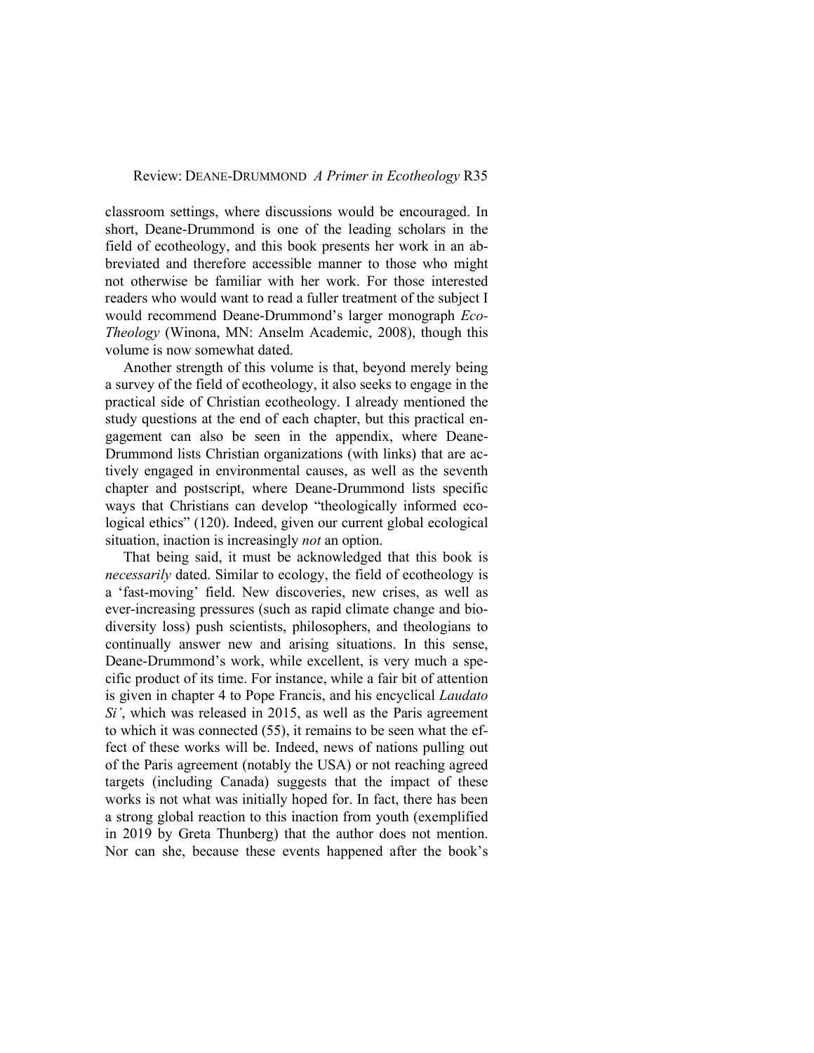classroom settings, where discussions would be encouraged. In short, Deane-Drummond is one of the leading scholars in the field of ecotheology, and this book presents her work in an abbreviated and therefore accessible manner to those who might not otherwise be familiar with her work. For those interested readers who would want to read a fuller treatment of the subject I would recommend Deane-Drummond's larger monograph *Eco-Theology* (Winona, MN: Anselm Academic, 2008), though this volume is now somewhat dated.

Another strength of this volume is that, beyond merely being a survey of the field of ecotheology, it also seeks to engage in the practical side of Christian ecotheology. I already mentioned the study questions at the end of each chapter, but this practical engagement can also be seen in the appendix, where Deane-Drummond lists Christian organizations (with links) that are actively engaged in environmental causes, as well as the seventh chapter and postscript, where Deane-Drummond lists specific ways that Christians can develop "theologically informed ecological ethics" (120). Indeed, given our current global ecological situation, inaction is increasingly *not* an option.

That being said, it must be acknowledged that this book is *necessarily* dated. Similar to ecology, the field of ecotheology is a 'fast-moving' field. New discoveries, new crises, as well as ever-increasing pressures (such as rapid climate change and biodiversity loss) push scientists, philosophers, and theologians to continually answer new and arising situations. In this sense, Deane-Drummond's work, while excellent, is very much a specific product of its time. For instance, while a fair bit of attention is given in chapter 4 to Pope Francis, and his encyclical *Laudato Si'*, which was released in 2015, as well as the Paris agreement to which it was connected (55), it remains to be seen what the effect of these works will be. Indeed, news of nations pulling out of the Paris agreement (notably the USA) or not reaching agreed targets (including Canada) suggests that the impact of these works is not what was initially hoped for. In fact, there has been a strong global reaction to this inaction from youth (exemplified in 2019 by Greta Thunberg) that the author does not mention. Nor can she, because these events happened after the book's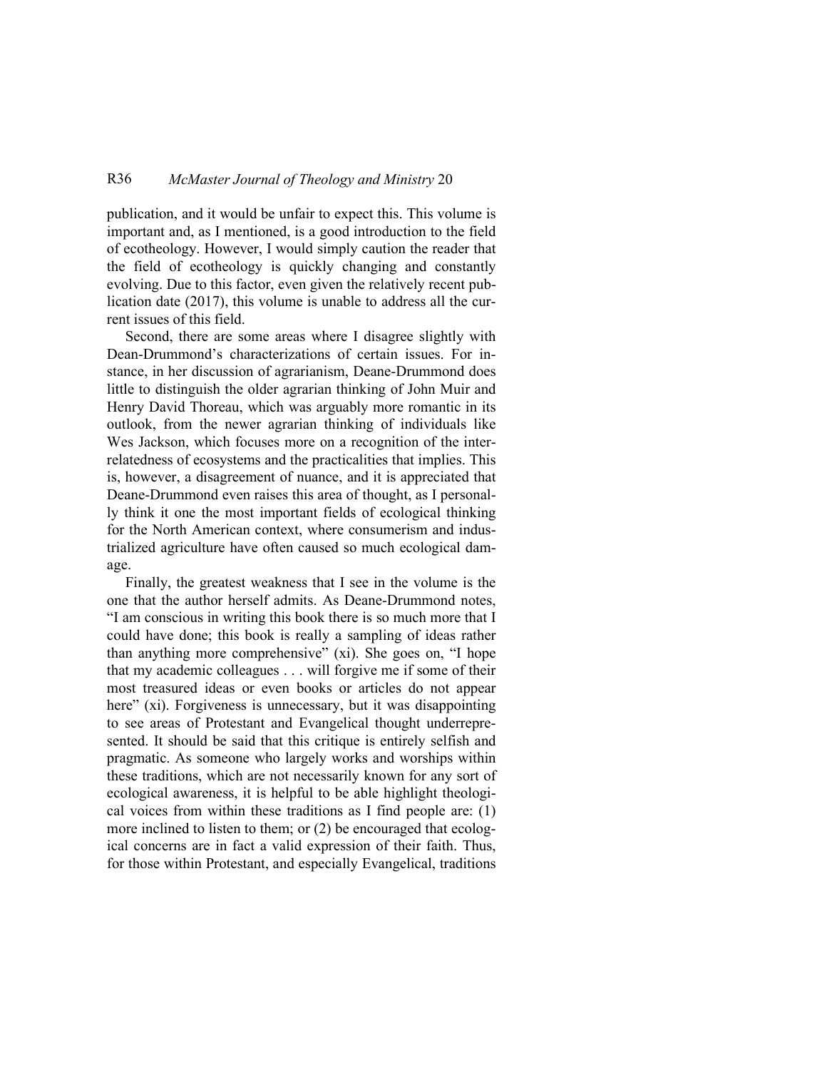publication, and it would be unfair to expect this. This volume is important and, as I mentioned, is a good introduction to the field of ecotheology. However, I would simply caution the reader that the field of ecotheology is quickly changing and constantly evolving. Due to this factor, even given the relatively recent publication date (2017), this volume is unable to address all the current issues of this field.

Second, there are some areas where I disagree slightly with Dean-Drummond's characterizations of certain issues. For instance, in her discussion of agrarianism, Deane-Drummond does little to distinguish the older agrarian thinking of John Muir and Henry David Thoreau, which was arguably more romantic in its outlook, from the newer agrarian thinking of individuals like Wes Jackson, which focuses more on a recognition of the interrelatedness of ecosystems and the practicalities that implies. This is, however, a disagreement of nuance, and it is appreciated that Deane-Drummond even raises this area of thought, as I personally think it one the most important fields of ecological thinking for the North American context, where consumerism and industrialized agriculture have often caused so much ecological damage.

Finally, the greatest weakness that I see in the volume is the one that the author herself admits. As Deane-Drummond notes, "I am conscious in writing this book there is so much more that I could have done; this book is really a sampling of ideas rather than anything more comprehensive" (xi). She goes on, "I hope that my academic colleagues . . . will forgive me if some of their most treasured ideas or even books or articles do not appear here" (xi). Forgiveness is unnecessary, but it was disappointing to see areas of Protestant and Evangelical thought underrepresented. It should be said that this critique is entirely selfish and pragmatic. As someone who largely works and worships within these traditions, which are not necessarily known for any sort of ecological awareness, it is helpful to be able highlight theological voices from within these traditions as I find people are: (1) more inclined to listen to them; or (2) be encouraged that ecological concerns are in fact a valid expression of their faith. Thus, for those within Protestant, and especially Evangelical, traditions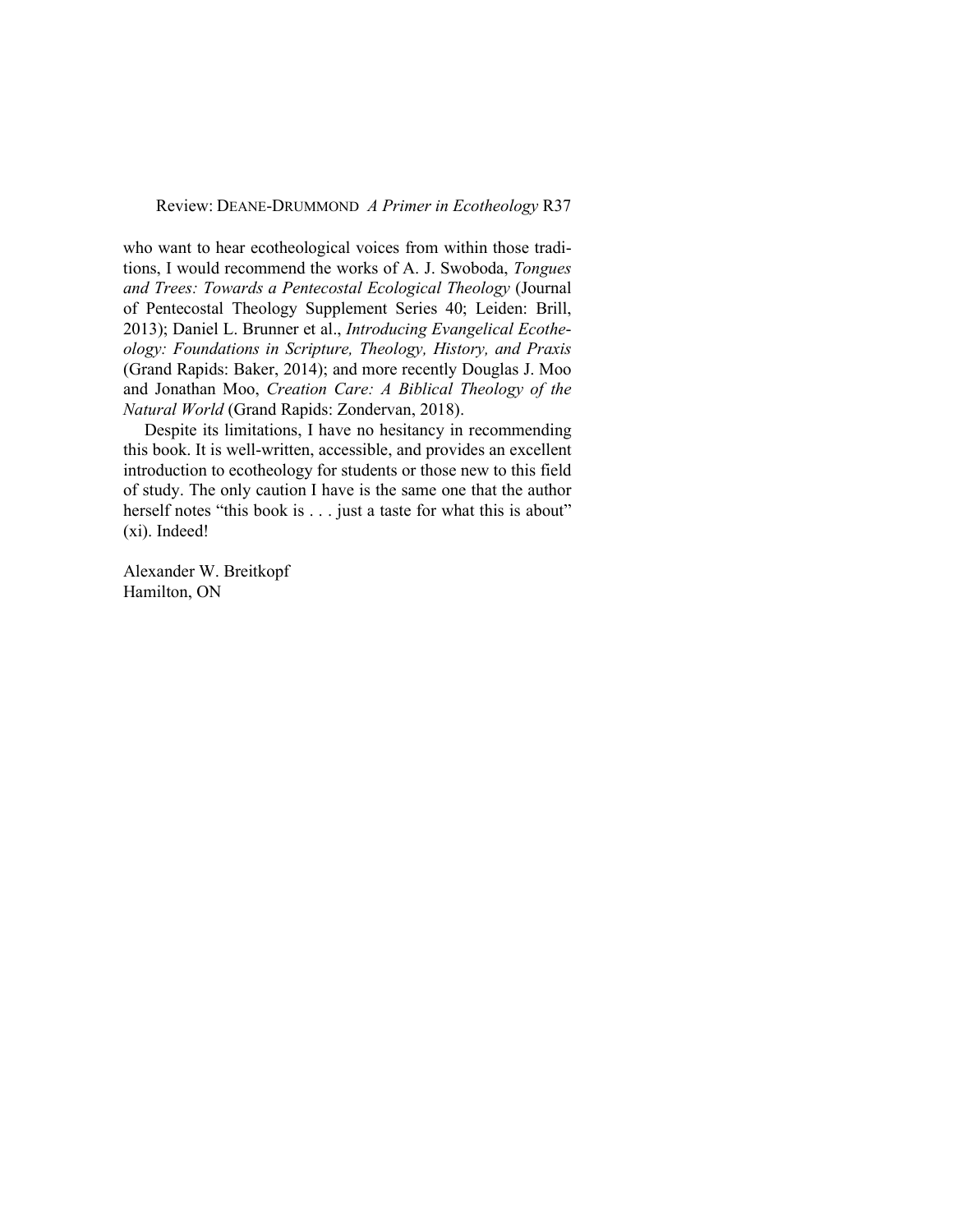who want to hear ecotheological voices from within those traditions, I would recommend the works of A. J. Swoboda, *Tongues and Trees: Towards a Pentecostal Ecological Theology* (Journal of Pentecostal Theology Supplement Series 40; Leiden: Brill, 2013); Daniel L. Brunner et al., *Introducing Evangelical Ecotheology: Foundations in Scripture, Theology, History, and Praxis* (Grand Rapids: Baker, 2014); and more recently Douglas J. Moo and Jonathan Moo, *Creation Care: A Biblical Theology of the Natural World* (Grand Rapids: Zondervan, 2018).

Despite its limitations, I have no hesitancy in recommending this book. It is well-written, accessible, and provides an excellent introduction to ecotheology for students or those new to this field of study. The only caution I have is the same one that the author herself notes "this book is . . . just a taste for what this is about" (xi). Indeed!

Alexander W. Breitkopf
Hamilton, ON